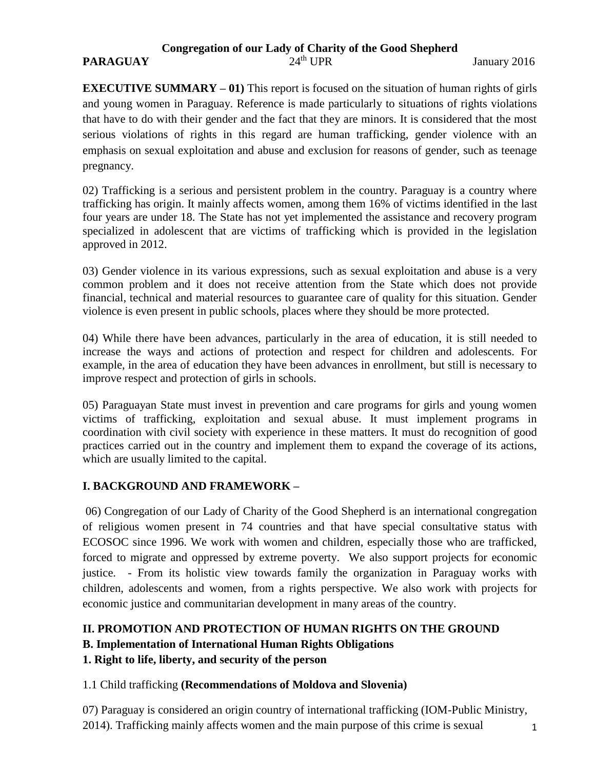**Congregation of our Lady of Charity of the Good Shepherd**

**PARAGUAY** 24th UPR January 2016

**EXECUTIVE SUMMARY – 01)** This report is focused on the situation of human rights of girls and young women in Paraguay. Reference is made particularly to situations of rights violations that have to do with their gender and the fact that they are minors. It is considered that the most serious violations of rights in this regard are human trafficking, gender violence with an emphasis on sexual exploitation and abuse and exclusion for reasons of gender, such as teenage pregnancy.

02) Trafficking is a serious and persistent problem in the country. Paraguay is a country where trafficking has origin. It mainly affects women, among them 16% of victims identified in the last four years are under 18. The State has not yet implemented the assistance and recovery program specialized in adolescent that are victims of trafficking which is provided in the legislation approved in 2012.

03) Gender violence in its various expressions, such as sexual exploitation and abuse is a very common problem and it does not receive attention from the State which does not provide financial, technical and material resources to guarantee care of quality for this situation. Gender violence is even present in public schools, places where they should be more protected.

04) While there have been advances, particularly in the area of education, it is still needed to increase the ways and actions of protection and respect for children and adolescents. For example, in the area of education they have been advances in enrollment, but still is necessary to improve respect and protection of girls in schools.

05) Paraguayan State must invest in prevention and care programs for girls and young women victims of trafficking, exploitation and sexual abuse. It must implement programs in coordination with civil society with experience in these matters. It must do recognition of good practices carried out in the country and implement them to expand the coverage of its actions, which are usually limited to the capital.

## I. BACKGROUND AND FRAMEWORK –

06) Congregation of our Lady of Charity of the Good Shepherd is an international congregation of religious women present in 74 countries and that have special consultative status with ECOSOC since 1996. We work with women and children, especially those who are trafficked, forced to migrate and oppressed by extreme poverty. We also support projects for economic justice. - From its holistic view towards family the organization in Paraguay works with children, adolescents and women, from a rights perspective. We also work with projects for economic justice and communitarian development in many areas of the country.

## II. PROMOTION AND PROTECTION OF HUMAN RIGHTS ON THE GROUND

### B. Implementation of International Human Rights Obligations

### 1. Right to life, liberty, and security of the person

1.1 Child trafficking **(Recommendations of Moldova and Slovenia)**

07) Paraguay is considered an origin country of international trafficking (IOM-Public Ministry, 2014). Trafficking mainly affects women and the main purpose of this crime is sexual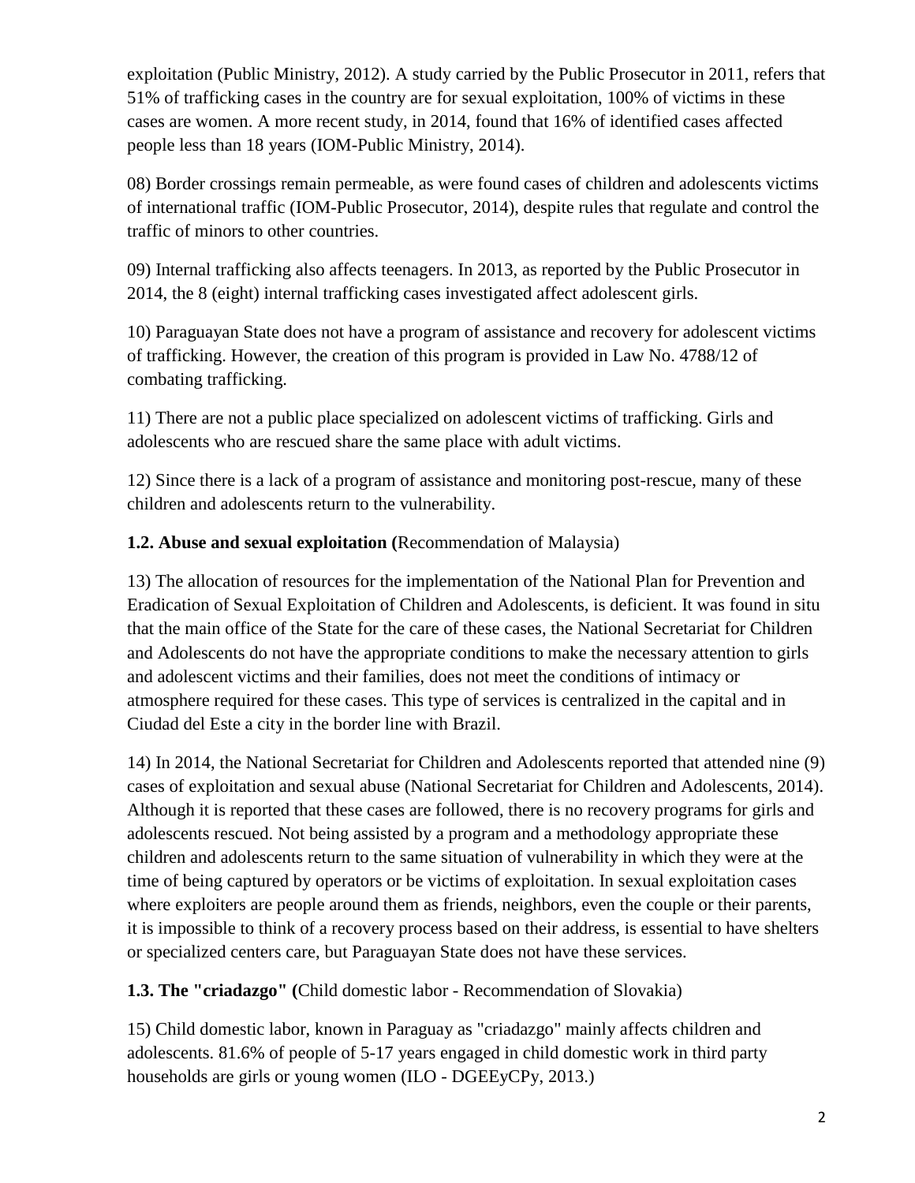exploitation (Public Ministry, 2012). A study carried by the Public Prosecutor in 2011, refers that 51% of trafficking cases in the country are for sexual exploitation, 100% of victims in these cases are women. A more recent study, in 2014, found that 16% of identified cases affected people less than 18 years (IOM-Public Ministry, 2014).

08) Border crossings remain permeable, as were found cases of children and adolescents victims of international traffic (IOM-Public Prosecutor, 2014), despite rules that regulate and control the traffic of minors to other countries.

09) Internal trafficking also affects teenagers. In 2013, as reported by the Public Prosecutor in 2014, the 8 (eight) internal trafficking cases investigated affect adolescent girls.

10) Paraguayan State does not have a program of assistance and recovery for adolescent victims of trafficking. However, the creation of this program is provided in Law No. 4788/12 of combating trafficking.

11) There are not a public place specialized on adolescent victims of trafficking. Girls and adolescents who are rescued share the same place with adult victims.

12) Since there is a lack of a program of assistance and monitoring post-rescue, many of these children and adolescents return to the vulnerability.

### 1.2. Abuse and sexual exploitation (Recommendation of Malaysia)

13) The allocation of resources for the implementation of the National Plan for Prevention and Eradication of Sexual Exploitation of Children and Adolescents, is deficient. It was found in situ that the main office of the State for the care of these cases, the National Secretariat for Children and Adolescents do not have the appropriate conditions to make the necessary attention to girls and adolescent victims and their families, does not meet the conditions of intimacy or atmosphere required for these cases. This type of services is centralized in the capital and in Ciudad del Este a city in the border line with Brazil.

14) In 2014, the National Secretariat for Children and Adolescents reported that attended nine (9) cases of exploitation and sexual abuse (National Secretariat for Children and Adolescents, 2014). Although it is reported that these cases are followed, there is no recovery programs for girls and adolescents rescued. Not being assisted by a program and a methodology appropriate these children and adolescents return to the same situation of vulnerability in which they were at the time of being captured by operators or be victims of exploitation. In sexual exploitation cases where exploiters are people around them as friends, neighbors, even the couple or their parents, it is impossible to think of a recovery process based on their address, is essential to have shelters or specialized centers care, but Paraguayan State does not have these services.

### 1.3. The "criadazgo" (Child domestic labor - Recommendation of Slovakia)

15) Child domestic labor, known in Paraguay as "criadazgo" mainly affects children and adolescents. 81.6% of people of 5-17 years engaged in child domestic work in third party households are girls or young women (ILO - DGEEyCPy, 2013.)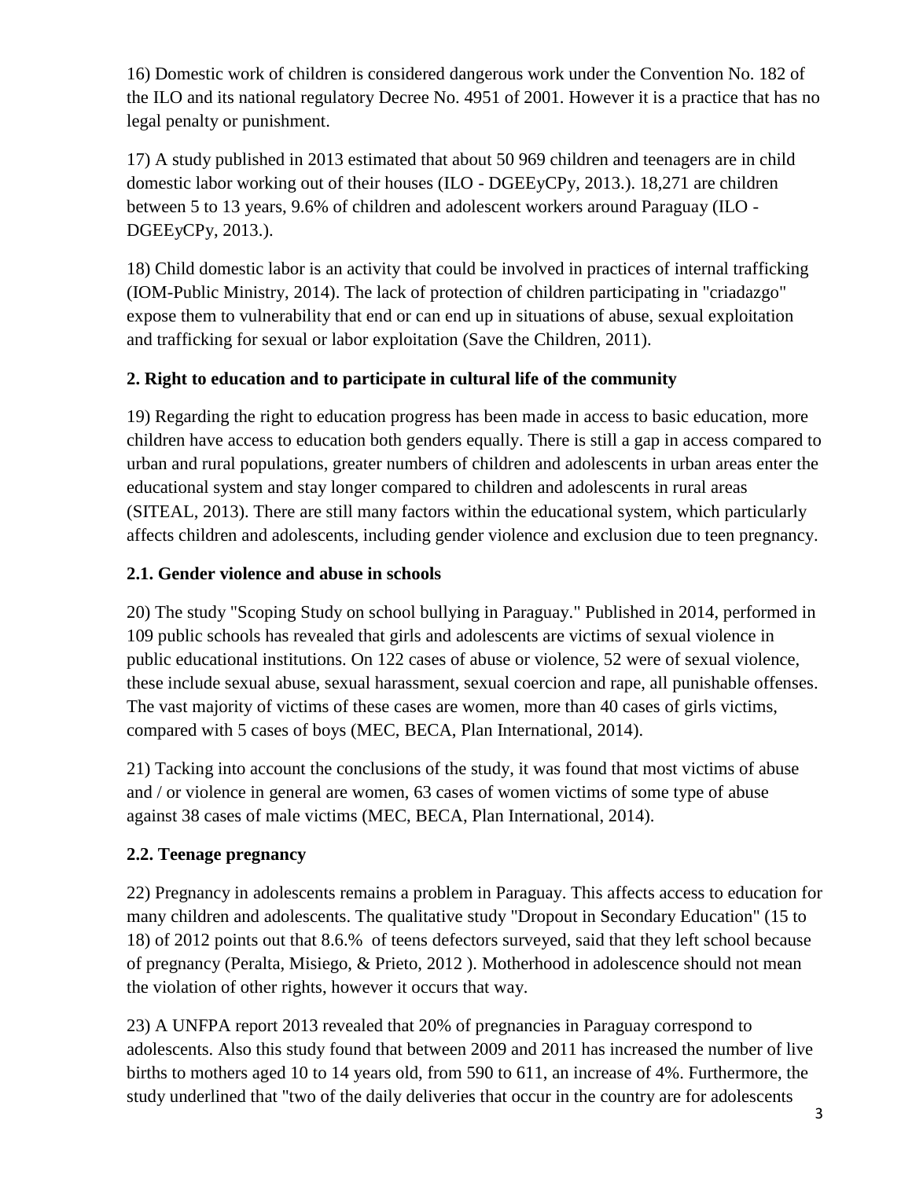16) Domestic work of children is considered dangerous work under the Convention No. 182 of the ILO and its national regulatory Decree No. 4951 of 2001. However it is a practice that has no legal penalty or punishment.

17) A study published in 2013 estimated that about 50 969 children and teenagers are in child domestic labor working out of their houses (ILO - DGEEyCPy, 2013.). 18,271 are children between 5 to 13 years, 9.6% of children and adolescent workers around Paraguay (ILO - DGEEyCPy, 2013.).

18) Child domestic labor is an activity that could be involved in practices of internal trafficking (IOM-Public Ministry, 2014). The lack of protection of children participating in "criadazgo" expose them to vulnerability that end or can end up in situations of abuse, sexual exploitation and trafficking for sexual or labor exploitation (Save the Children, 2011).

## 2. Right to education and to participate in cultural life of the community

19) Regarding the right to education progress has been made in access to basic education, more children have access to education both genders equally. There is still a gap in access compared to urban and rural populations, greater numbers of children and adolescents in urban areas enter the educational system and stay longer compared to children and adolescents in rural areas (SITEAL, 2013). There are still many factors within the educational system, which particularly affects children and adolescents, including gender violence and exclusion due to teen pregnancy.

### 2.1. Gender violence and abuse in schools

20) The study "Scoping Study on school bullying in Paraguay." Published in 2014, performed in 109 public schools has revealed that girls and adolescents are victims of sexual violence in public educational institutions. On 122 cases of abuse or violence, 52 were of sexual violence, these include sexual abuse, sexual harassment, sexual coercion and rape, all punishable offenses. The vast majority of victims of these cases are women, more than 40 cases of girls victims, compared with 5 cases of boys (MEC, BECA, Plan International, 2014).

21) Tacking into account the conclusions of the study, it was found that most victims of abuse and / or violence in general are women, 63 cases of women victims of some type of abuse against 38 cases of male victims (MEC, BECA, Plan International, 2014).

### 2.2. Teenage pregnancy

22) Pregnancy in adolescents remains a problem in Paraguay. This affects access to education for many children and adolescents. The qualitative study "Dropout in Secondary Education" (15 to 18) of 2012 points out that 8.6.% of teens defectors surveyed, said that they left school because of pregnancy (Peralta, Misiego, & Prieto, 2012 ). Motherhood in adolescence should not mean the violation of other rights, however it occurs that way.

23) A UNFPA report 2013 revealed that 20% of pregnancies in Paraguay correspond to adolescents. Also this study found that between 2009 and 2011 has increased the number of live births to mothers aged 10 to 14 years old, from 590 to 611, an increase of 4%. Furthermore, the study underlined that "two of the daily deliveries that occur in the country are for adolescents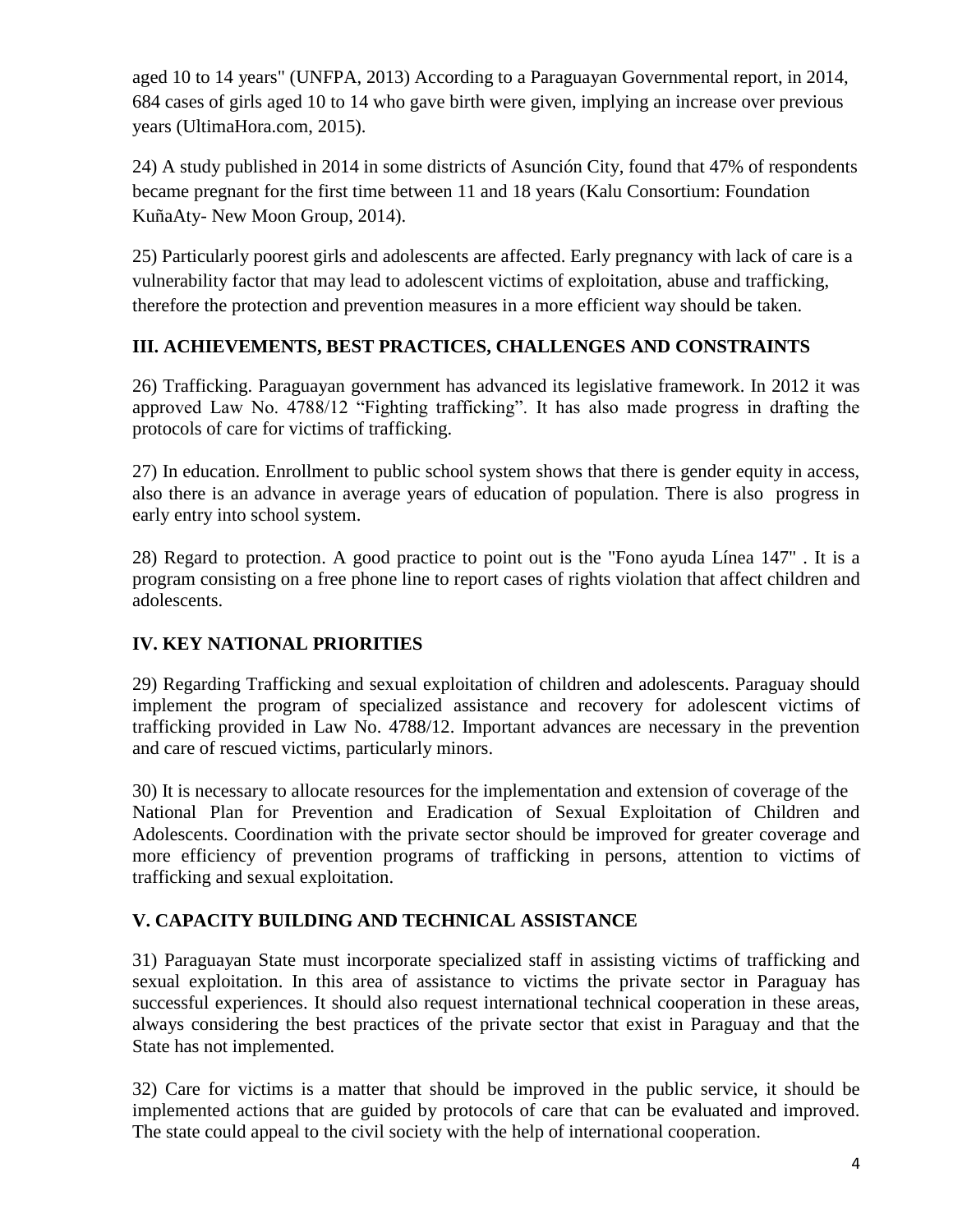aged 10 to 14 years" (UNFPA, 2013) According to a Paraguayan Governmental report, in 2014, 684 cases of girls aged 10 to 14 who gave birth were given, implying an increase over previous years (UltimaHora.com, 2015).

24) A study published in 2014 in some districts of Asunción City, found that 47% of respondents became pregnant for the first time between 11 and 18 years (Kalu Consortium: Foundation KuñaAty- New Moon Group, 2014).

25) Particularly poorest girls and adolescents are affected. Early pregnancy with lack of care is a vulnerability factor that may lead to adolescent victims of exploitation, abuse and trafficking, therefore the protection and prevention measures in a more efficient way should be taken.

## III. ACHIEVEMENTS, BEST PRACTICES, CHALLENGES AND CONSTRAINTS

26) Trafficking. Paraguayan government has advanced its legislative framework. In 2012 it was approved Law No. 4788/12 "Fighting trafficking". It has also made progress in drafting the protocols of care for victims of trafficking.

27) In education. Enrollment to public school system shows that there is gender equity in access, also there is an advance in average years of education of population. There is also progress in early entry into school system.

28) Regard to protection. A good practice to point out is the "Fono ayuda Línea 147" . It is a program consisting on a free phone line to report cases of rights violation that affect children and adolescents.

## IV. KEY NATIONAL PRIORITIES

29) Regarding Trafficking and sexual exploitation of children and adolescents. Paraguay should implement the program of specialized assistance and recovery for adolescent victims of trafficking provided in Law No. 4788/12. Important advances are necessary in the prevention and care of rescued victims, particularly minors.

30) It is necessary to allocate resources for the implementation and extension of coverage of the National Plan for Prevention and Eradication of Sexual Exploitation of Children and Adolescents. Coordination with the private sector should be improved for greater coverage and more efficiency of prevention programs of trafficking in persons, attention to victims of trafficking and sexual exploitation.

## V. CAPACITY BUILDING AND TECHNICAL ASSISTANCE

31) Paraguayan State must incorporate specialized staff in assisting victims of trafficking and sexual exploitation. In this area of assistance to victims the private sector in Paraguay has successful experiences. It should also request international technical cooperation in these areas, always considering the best practices of the private sector that exist in Paraguay and that the State has not implemented.

32) Care for victims is a matter that should be improved in the public service, it should be implemented actions that are guided by protocols of care that can be evaluated and improved. The state could appeal to the civil society with the help of international cooperation.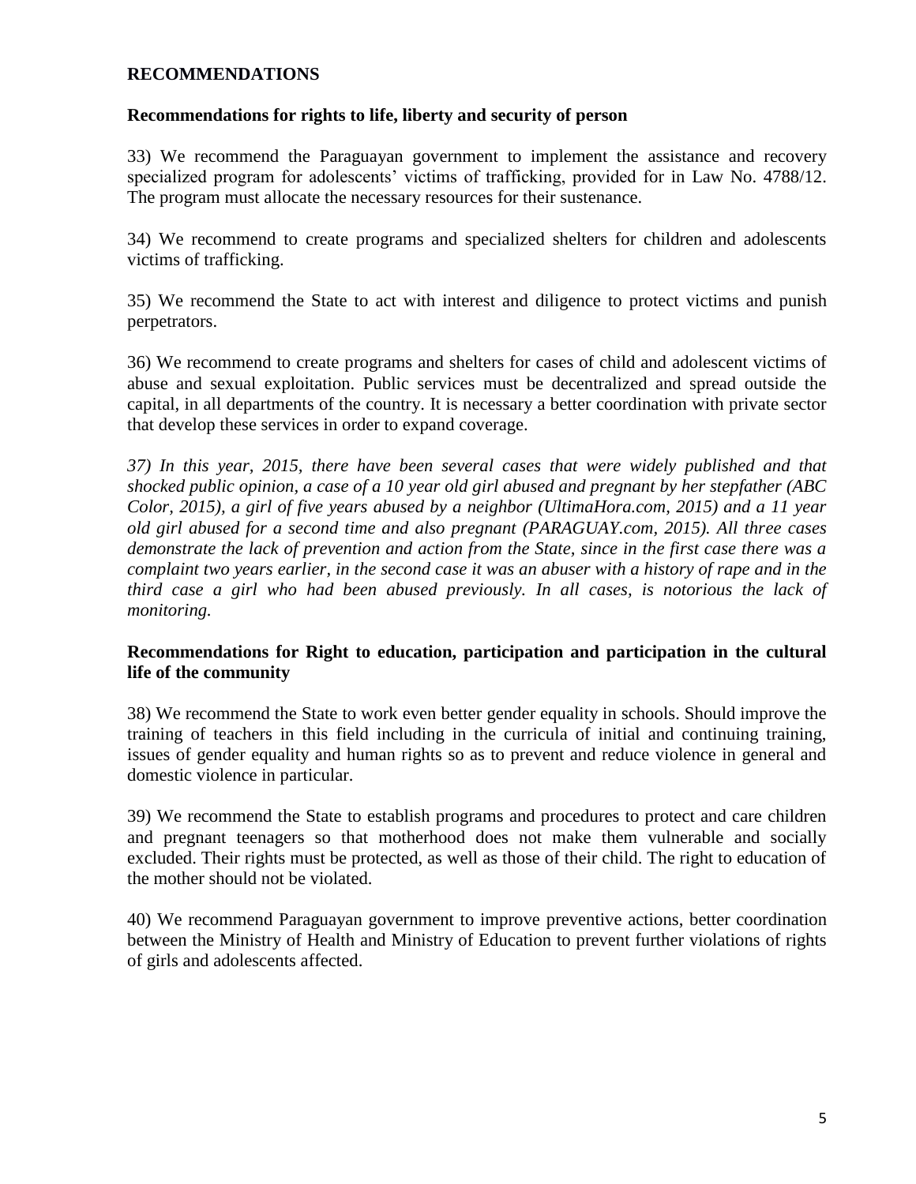## RECOMMENDATIONS

### Recommendations for rights to life, liberty and security of person

33) We recommend the Paraguayan government to implement the assistance and recovery specialized program for adolescents' victims of trafficking, provided for in Law No. 4788/12. The program must allocate the necessary resources for their sustenance.

34) We recommend to create programs and specialized shelters for children and adolescents victims of trafficking.

35) We recommend the State to act with interest and diligence to protect victims and punish perpetrators.

36) We recommend to create programs and shelters for cases of child and adolescent victims of abuse and sexual exploitation. Public services must be decentralized and spread outside the capital, in all departments of the country. It is necessary a better coordination with private sector that develop these services in order to expand coverage.

*37) In this year, 2015, there have been several cases that were widely published and that shocked public opinion, a case of a 10 year old girl abused and pregnant by her stepfather (ABC Color, 2015), a girl of five years abused by a neighbor (UltimaHora.com, 2015) and a 11 year old girl abused for a second time and also pregnant (PARAGUAY.com, 2015). All three cases demonstrate the lack of prevention and action from the State, since in the first case there was a complaint two years earlier, in the second case it was an abuser with a history of rape and in the third case a girl who had been abused previously. In all cases, is notorious the lack of monitoring.*

### Recommendations for Right to education, participation and participation in the cultural life of the community

38) We recommend the State to work even better gender equality in schools. Should improve the training of teachers in this field including in the curricula of initial and continuing training, issues of gender equality and human rights so as to prevent and reduce violence in general and domestic violence in particular.

39) We recommend the State to establish programs and procedures to protect and care children and pregnant teenagers so that motherhood does not make them vulnerable and socially excluded. Their rights must be protected, as well as those of their child. The right to education of the mother should not be violated.

40) We recommend Paraguayan government to improve preventive actions, better coordination between the Ministry of Health and Ministry of Education to prevent further violations of rights of girls and adolescents affected.